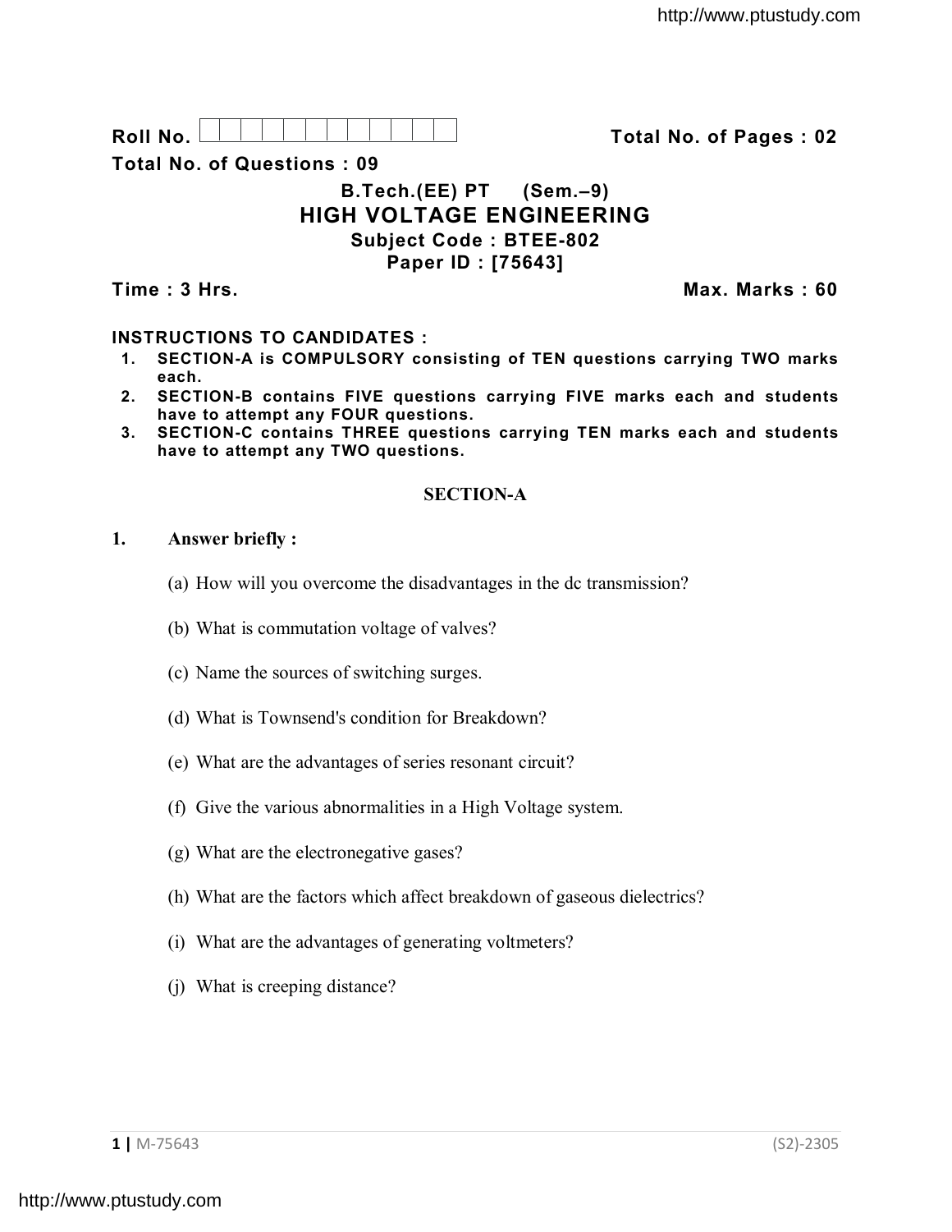Roll No. Total No. of Pages : 02

Total No. of Questions : 09

# B.Tech.(EE) PT (Sem.–9)

# HIGH VOLTAGE ENGINEERING

**Subject Code : BTEE-802**

**Paper ID : [75643]**

**Time : 3 Hrs.** **Max. Marks : 60**

**INSTRUCTIONS TO CANDIDATES :**

1. **SECTION-A is COMPULSORY consisting of TEN questions carrying TWO marks each.**
2. **SECTION-B contains FIVE questions carrying FIVE marks each and students have to attempt any FOUR questions.**
3. **SECTION-C contains THREE questions carrying TEN marks each and students have to attempt any TWO questions.**

## SECTION-A

**1. Answer briefly :**

(a) How will you overcome the disadvantages in the dc transmission?

(b) What is commutation voltage of valves?

(c) Name the sources of switching surges.

(d) What is Townsend's condition for Breakdown?

(e) What are the advantages of series resonant circuit?

(f) Give the various abnormalities in a High Voltage system.

(g) What are the electronegative gases?

(h) What are the factors which affect breakdown of gaseous dielectrics?

(i) What are the advantages of generating voltmeters?

(j) What is creeping distance?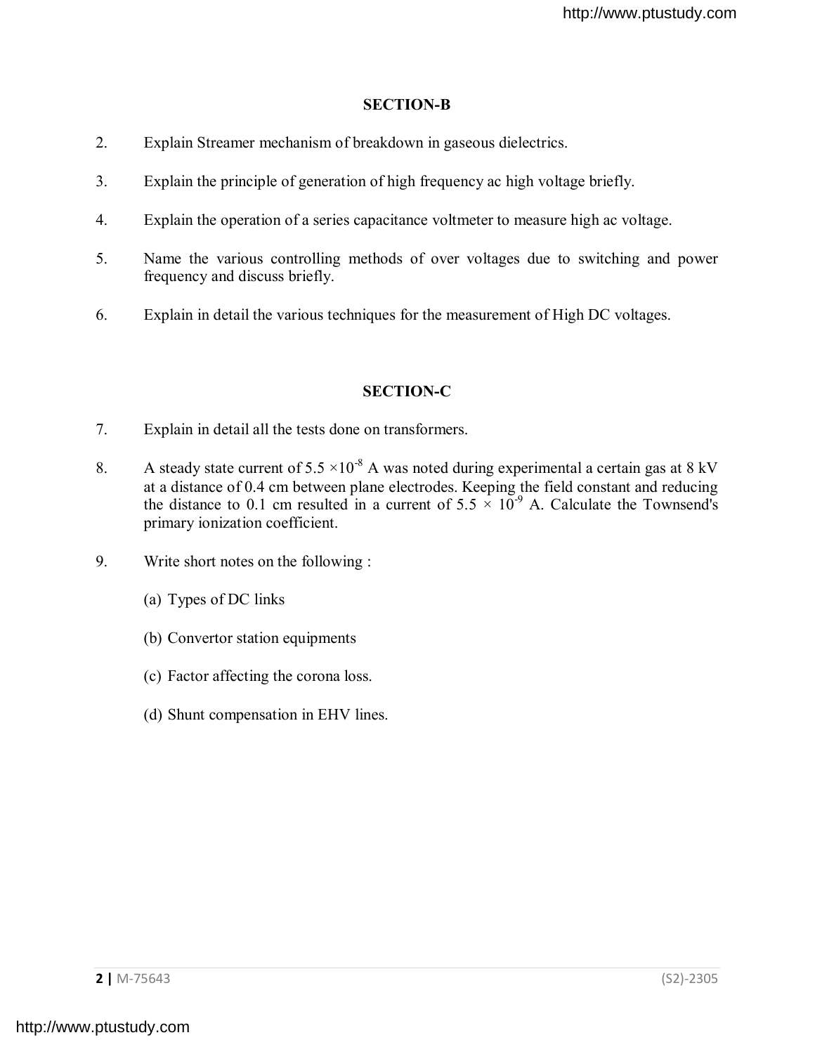## SECTION-B

2. Explain Streamer mechanism of breakdown in gaseous dielectrics.

3. Explain the principle of generation of high frequency ac high voltage briefly.

4. Explain the operation of a series capacitance voltmeter to measure high ac voltage.

5. Name the various controlling methods of over voltages due to switching and power frequency and discuss briefly.

6. Explain in detail the various techniques for the measurement of High DC voltages.

## SECTION-C

7. Explain in detail all the tests done on transformers.

8. A steady state current of $5.5 \times 10^{-8}$ A was noted during experimental a certain gas at 8 kV at a distance of 0.4 cm between plane electrodes. Keeping the field constant and reducing the distance to 0.1 cm resulted in a current of $5.5 \times 10^{-9}$ A. Calculate the Townsend's primary ionization coefficient.

9. Write short notes on the following :

   (a) Types of DC links

   (b) Convertor station equipments

   (c) Factor affecting the corona loss.

   (d) Shunt compensation in EHV lines.